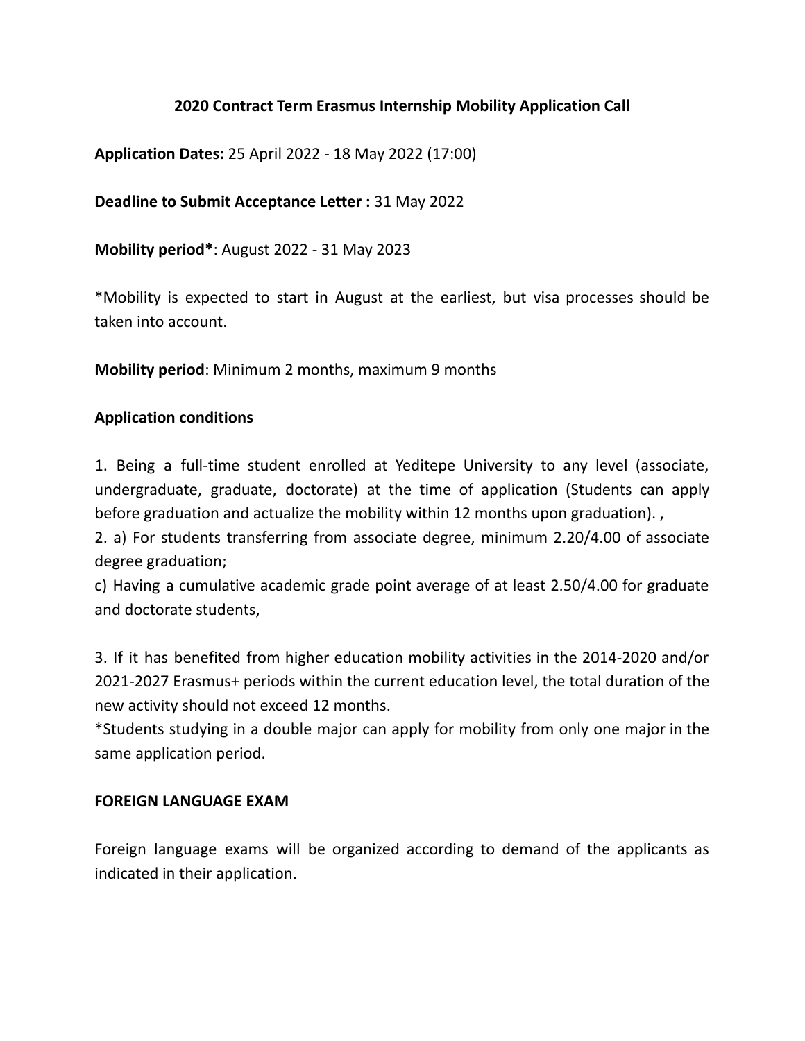**2020 Contract Term Erasmus Internship Mobility Application Call**

**Application Dates:** 25 April 2022 - 18 May 2022 (17:00)

**Deadline to Submit Acceptance Letter :** 31 May 2022

**Mobility period***: August 2022 - 31 May 2023

*Mobility is expected to start in August at the earliest, but visa processes should be taken into account.

**Mobility period**: Minimum 2 months, maximum 9 months

**Application conditions**

1. Being a full-time student enrolled at Yeditepe University to any level (associate, undergraduate, graduate, doctorate) at the time of application (Students can apply before graduation and actualize the mobility within 12 months upon graduation). ,
2. a) For students transferring from associate degree, minimum 2.20/4.00 of associate degree graduation;
c) Having a cumulative academic grade point average of at least 2.50/4.00 for graduate and doctorate students,

3. If it has benefited from higher education mobility activities in the 2014-2020 and/or 2021-2027 Erasmus+ periods within the current education level, the total duration of the new activity should not exceed 12 months.
*Students studying in a double major can apply for mobility from only one major in the same application period.

**FOREIGN LANGUAGE EXAM**

Foreign language exams will be organized according to demand of the applicants as indicated in their application.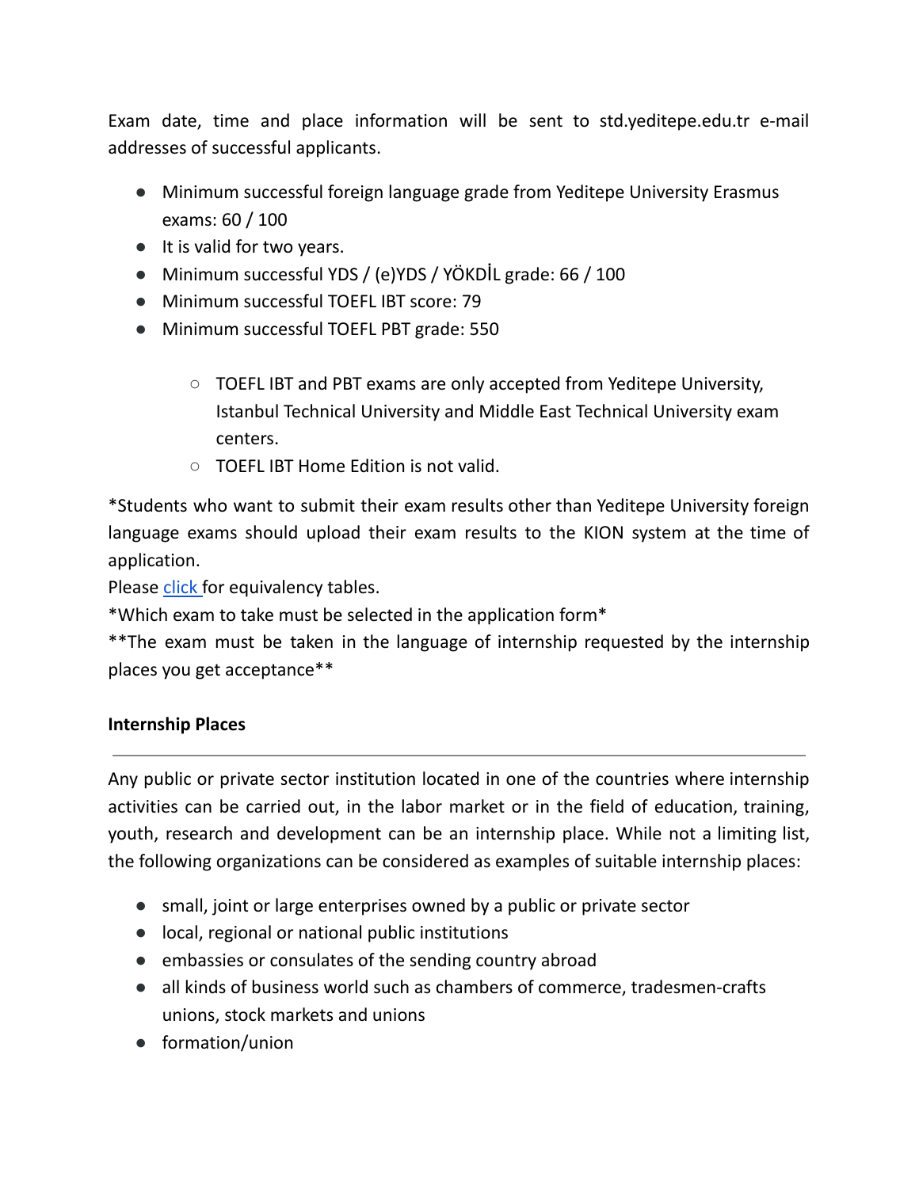Exam date, time and place information will be sent to std.yeditepe.edu.tr e-mail addresses of successful applicants.

- Minimum successful foreign language grade from Yeditepe University Erasmus exams: 60 / 100
- It is valid for two years.
- Minimum successful YDS / (e)YDS / YÖKDİL grade: 66 / 100
- Minimum successful TOEFL IBT score: 79
- Minimum successful TOEFL PBT grade: 550
    - TOEFL IBT and PBT exams are only accepted from Yeditepe University, Istanbul Technical University and Middle East Technical University exam centers.
    - TOEFL IBT Home Edition is not valid.

*Students who want to submit their exam results other than Yeditepe University foreign language exams should upload their exam results to the KION system at the time of application.

Please click for equivalency tables.

*Which exam to take must be selected in the application form*

**The exam must be taken in the language of internship requested by the internship places you get acceptance**

**Internship Places**

---

Any public or private sector institution located in one of the countries where internship activities can be carried out, in the labor market or in the field of education, training, youth, research and development can be an internship place. While not a limiting list, the following organizations can be considered as examples of suitable internship places:

- small, joint or large enterprises owned by a public or private sector
- local, regional or national public institutions
- embassies or consulates of the sending country abroad
- all kinds of business world such as chambers of commerce, tradesmen-crafts unions, stock markets and unions
- formation/union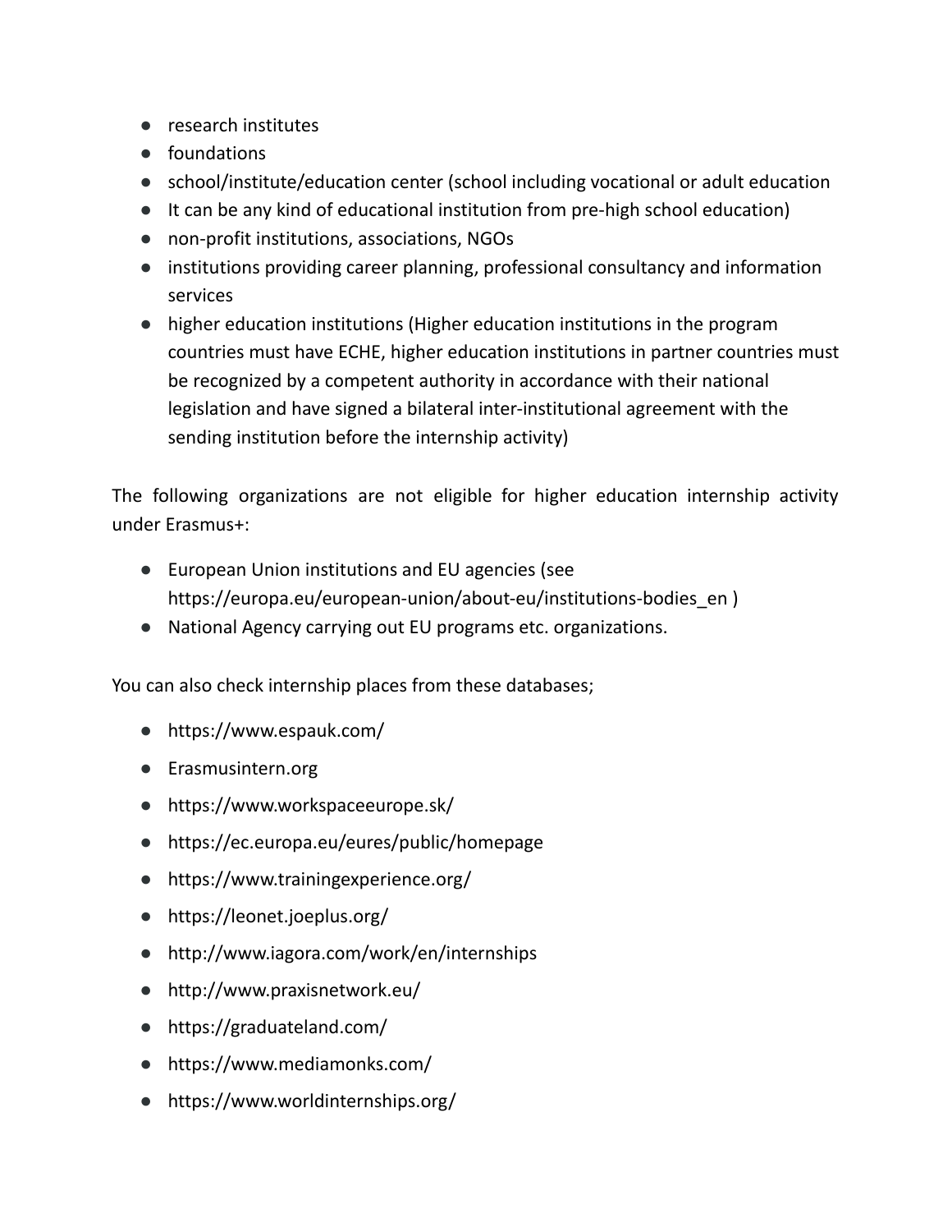- research institutes
- foundations
- school/institute/education center (school including vocational or adult education
- It can be any kind of educational institution from pre-high school education)
- non-profit institutions, associations, NGOs
- institutions providing career planning, professional consultancy and information services
- higher education institutions (Higher education institutions in the program countries must have ECHE, higher education institutions in partner countries must be recognized by a competent authority in accordance with their national legislation and have signed a bilateral inter-institutional agreement with the sending institution before the internship activity)

The following organizations are not eligible for higher education internship activity under Erasmus+:

- European Union institutions and EU agencies (see https://europa.eu/european-union/about-eu/institutions-bodies_en )
- National Agency carrying out EU programs etc. organizations.

You can also check internship places from these databases;

- https://www.espauk.com/
- Erasmusintern.org
- https://www.workspaceeurope.sk/
- https://ec.europa.eu/eures/public/homepage
- https://www.trainingexperience.org/
- https://leonet.joeplus.org/
- http://www.iagora.com/work/en/internships
- http://www.praxisnetwork.eu/
- https://graduateland.com/
- https://www.mediamonks.com/
- https://www.worldinternships.org/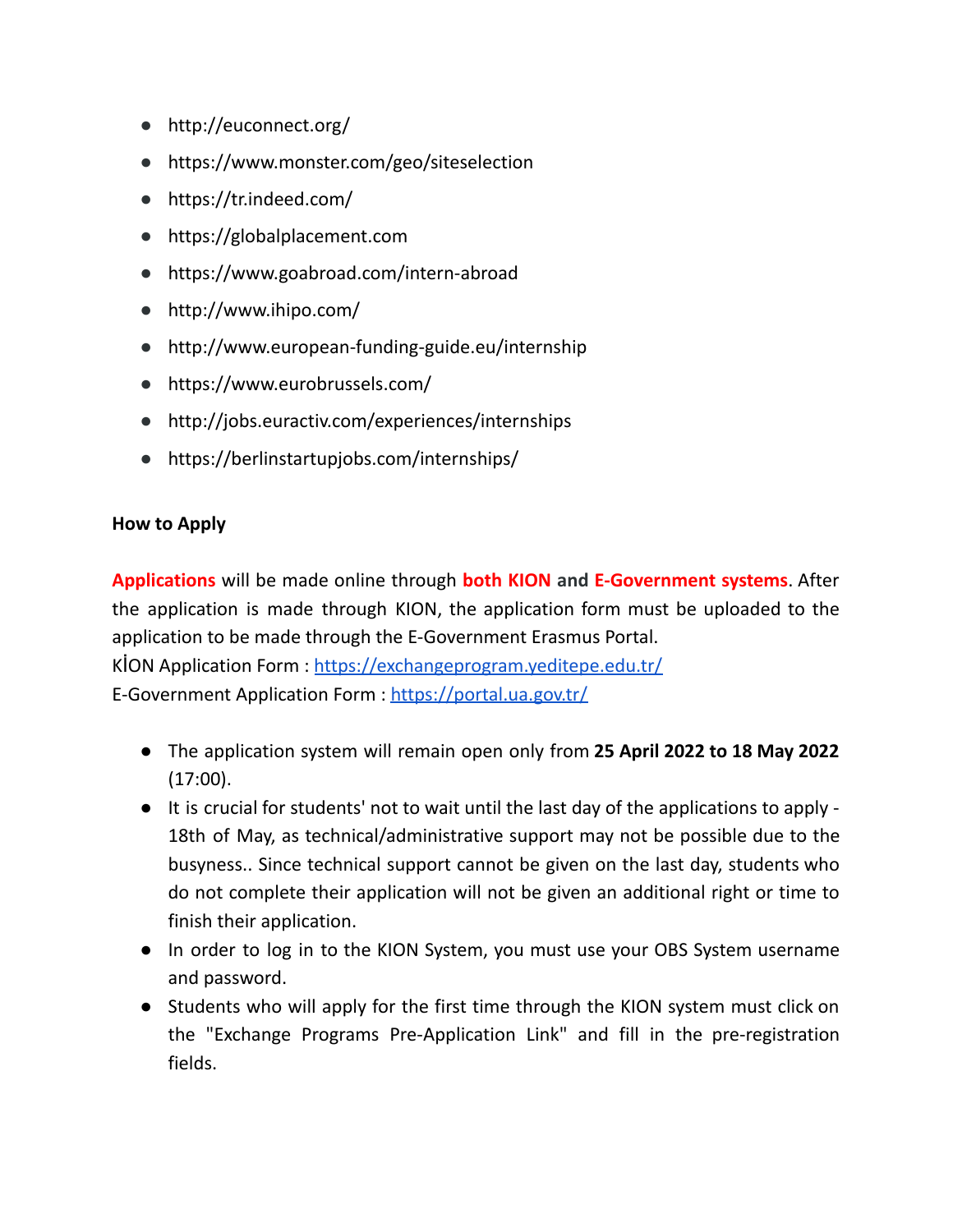- http://euconnect.org/
- https://www.monster.com/geo/siteselection
- https://tr.indeed.com/
- https://globalplacement.com
- https://www.goabroad.com/intern-abroad
- http://www.ihipo.com/
- http://www.european-funding-guide.eu/internship
- https://www.eurobrussels.com/
- http://jobs.euractiv.com/experiences/internships
- https://berlinstartupjobs.com/internships/

**How to Apply**

**Applications** will be made online through **both KION and E-Government systems**. After the application is made through KION, the application form must be uploaded to the application to be made through the E-Government Erasmus Portal.
KİON Application Form : [https://exchangeprogram.yeditepe.edu.tr/](https://exchangeprogram.yeditepe.edu.tr/)
E-Government Application Form : [https://portal.ua.gov.tr/](https://portal.ua.gov.tr/)

- The application system will remain open only from **25 April 2022 to 18 May 2022** (17:00).
- It is crucial for students' not to wait until the last day of the applications to apply - 18th of May, as technical/administrative support may not be possible due to the busyness.. Since technical support cannot be given on the last day, students who do not complete their application will not be given an additional right or time to finish their application.
- In order to log in to the KION System, you must use your OBS System username and password.
- Students who will apply for the first time through the KION system must click on the "Exchange Programs Pre-Application Link" and fill in the pre-registration fields.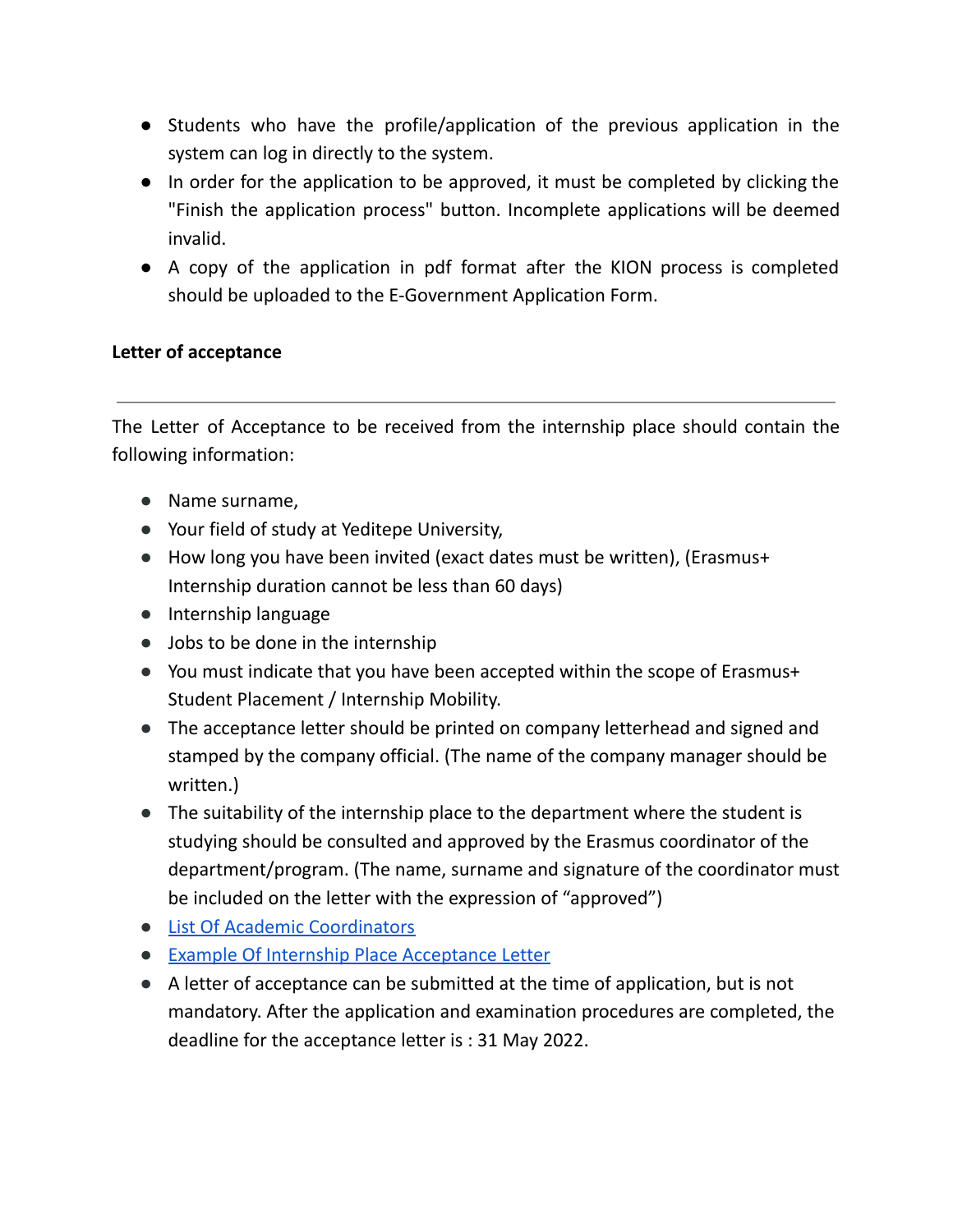- Students who have the profile/application of the previous application in the system can log in directly to the system.
- In order for the application to be approved, it must be completed by clicking the "Finish the application process" button. Incomplete applications will be deemed invalid.
- A copy of the application in pdf format after the KION process is completed should be uploaded to the E-Government Application Form.

**Letter of acceptance**

---

The Letter of Acceptance to be received from the internship place should contain the following information:

- Name surname,
- Your field of study at Yeditepe University,
- How long you have been invited (exact dates must be written), (Erasmus+ Internship duration cannot be less than 60 days)
- Internship language
- Jobs to be done in the internship
- You must indicate that you have been accepted within the scope of Erasmus+ Student Placement / Internship Mobility.
- The acceptance letter should be printed on company letterhead and signed and stamped by the company official. (The name of the company manager should be written.)
- The suitability of the internship place to the department where the student is studying should be consulted and approved by the Erasmus coordinator of the department/program. (The name, surname and signature of the coordinator must be included on the letter with the expression of "approved")
- List Of Academic Coordinators
- Example Of Internship Place Acceptance Letter
- A letter of acceptance can be submitted at the time of application, but is not mandatory. After the application and examination procedures are completed, the deadline for the acceptance letter is : 31 May 2022.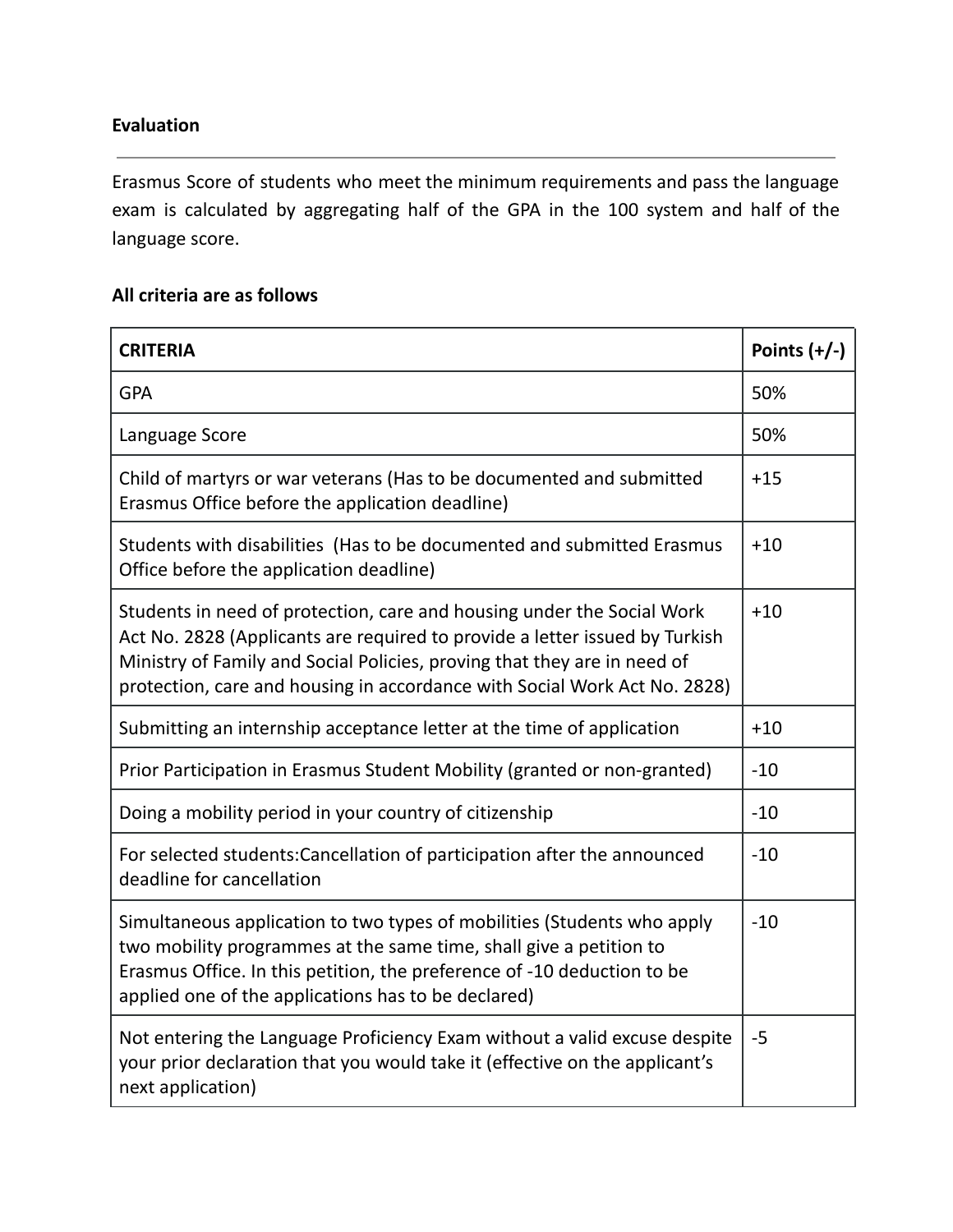**Evaluation**

---

Erasmus Score of students who meet the minimum requirements and pass the language exam is calculated by aggregating half of the GPA in the 100 system and half of the language score.

**All criteria are as follows**

| CRITERIA | Points (+/-) |
|---|---|
| GPA | 50% |
| Language Score | 50% |
| Child of martyrs or war veterans (Has to be documented and submitted Erasmus Office before the application deadline) | +15 |
| Students with disabilities (Has to be documented and submitted Erasmus Office before the application deadline) | +10 |
| Students in need of protection, care and housing under the Social Work Act No. 2828 (Applicants are required to provide a letter issued by Turkish Ministry of Family and Social Policies, proving that they are in need of protection, care and housing in accordance with Social Work Act No. 2828) | +10 |
| Submitting an internship acceptance letter at the time of application | +10 |
| Prior Participation in Erasmus Student Mobility (granted or non-granted) | -10 |
| Doing a mobility period in your country of citizenship | -10 |
| For selected students:Cancellation of participation after the announced deadline for cancellation | -10 |
| Simultaneous application to two types of mobilities (Students who apply two mobility programmes at the same time, shall give a petition to Erasmus Office. In this petition, the preference of -10 deduction to be applied one of the applications has to be declared) | -10 |
| Not entering the Language Proficiency Exam without a valid excuse despite your prior declaration that you would take it (effective on the applicant's next application) | -5 |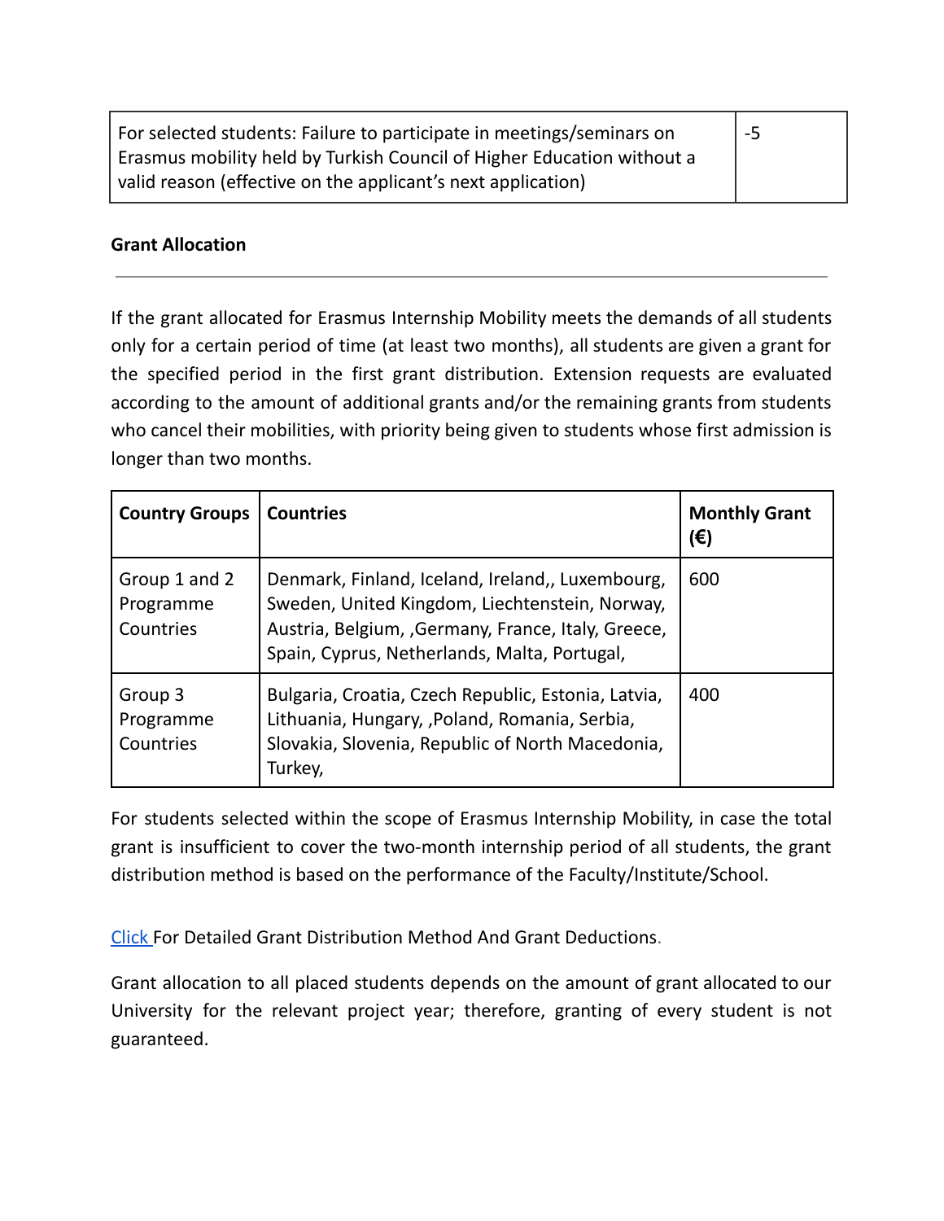| For selected students: Failure to participate in meetings/seminars on Erasmus mobility held by Turkish Council of Higher Education without a valid reason (effective on the applicant's next application) | -5 |
|---|---|

**Grant Allocation**

---

If the grant allocated for Erasmus Internship Mobility meets the demands of all students only for a certain period of time (at least two months), all students are given a grant for the specified period in the first grant distribution. Extension requests are evaluated according to the amount of additional grants and/or the remaining grants from students who cancel their mobilities, with priority being given to students whose first admission is longer than two months.

| Country Groups | Countries | Monthly Grant (€) |
|---|---|---|
| Group 1 and 2 Programme Countries | Denmark, Finland, Iceland, Ireland,, Luxembourg, Sweden, United Kingdom, Liechtenstein, Norway, Austria, Belgium, ,Germany, France, Italy, Greece, Spain, Cyprus, Netherlands, Malta, Portugal, | 600 |
| Group 3 Programme Countries | Bulgaria, Croatia, Czech Republic, Estonia, Latvia, Lithuania, Hungary, ,Poland, Romania, Serbia, Slovakia, Slovenia, Republic of North Macedonia, Turkey, | 400 |

For students selected within the scope of Erasmus Internship Mobility, in case the total grant is insufficient to cover the two-month internship period of all students, the grant distribution method is based on the performance of the Faculty/Institute/School.

Click For Detailed Grant Distribution Method And Grant Deductions.

Grant allocation to all placed students depends on the amount of grant allocated to our University for the relevant project year; therefore, granting of every student is not guaranteed.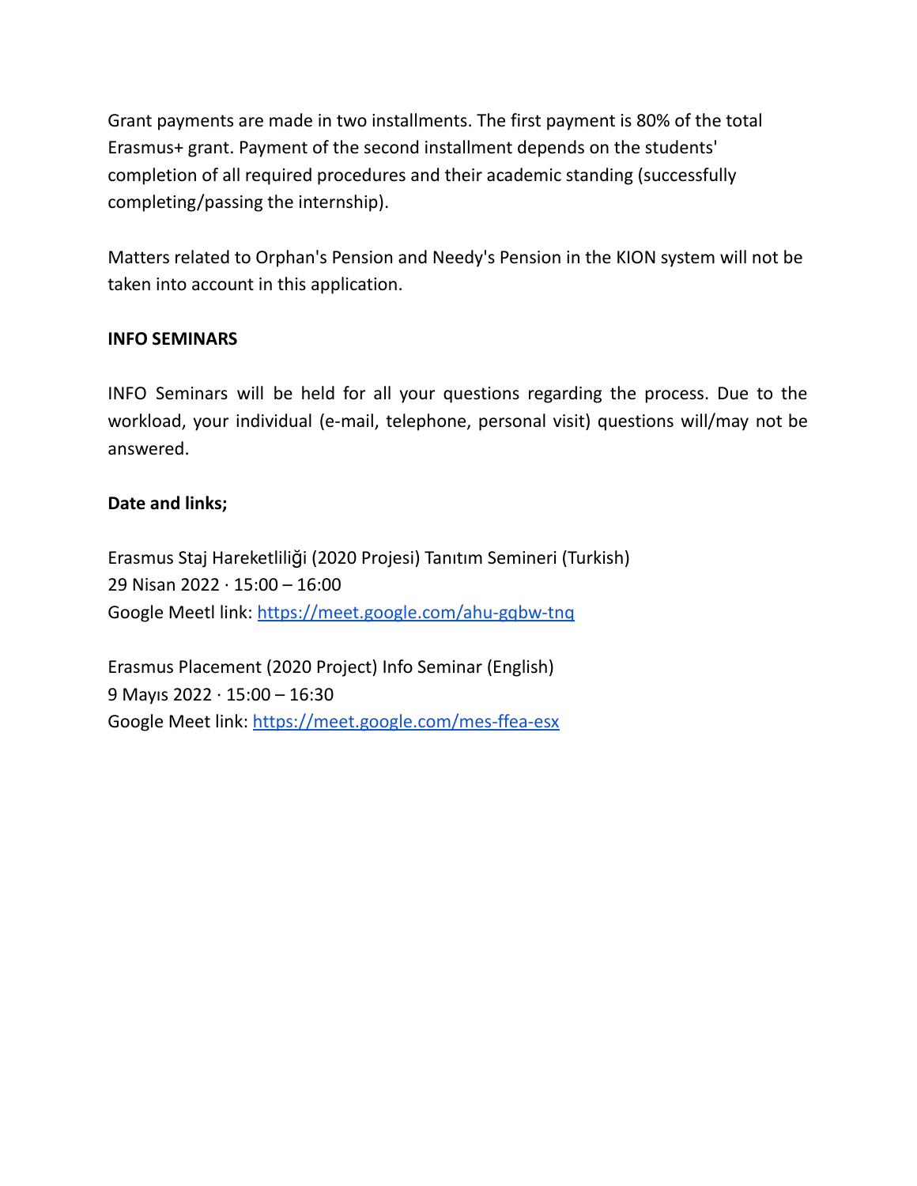Grant payments are made in two installments. The first payment is 80% of the total Erasmus+ grant. Payment of the second installment depends on the students' completion of all required procedures and their academic standing (successfully completing/passing the internship).

Matters related to Orphan's Pension and Needy's Pension in the KION system will not be taken into account in this application.

**INFO SEMINARS**

INFO Seminars will be held for all your questions regarding the process. Due to the workload, your individual (e-mail, telephone, personal visit) questions will/may not be answered.

**Date and links;**

Erasmus Staj Hareketliliği (2020 Projesi) Tanıtım Semineri (Turkish)
29 Nisan 2022 · 15:00 – 16:00
Google Meetl link: https://meet.google.com/ahu-gqbw-tnq

Erasmus Placement (2020 Project) Info Seminar (English)
9 Mayıs 2022 · 15:00 – 16:30
Google Meet link: https://meet.google.com/mes-ffea-esx